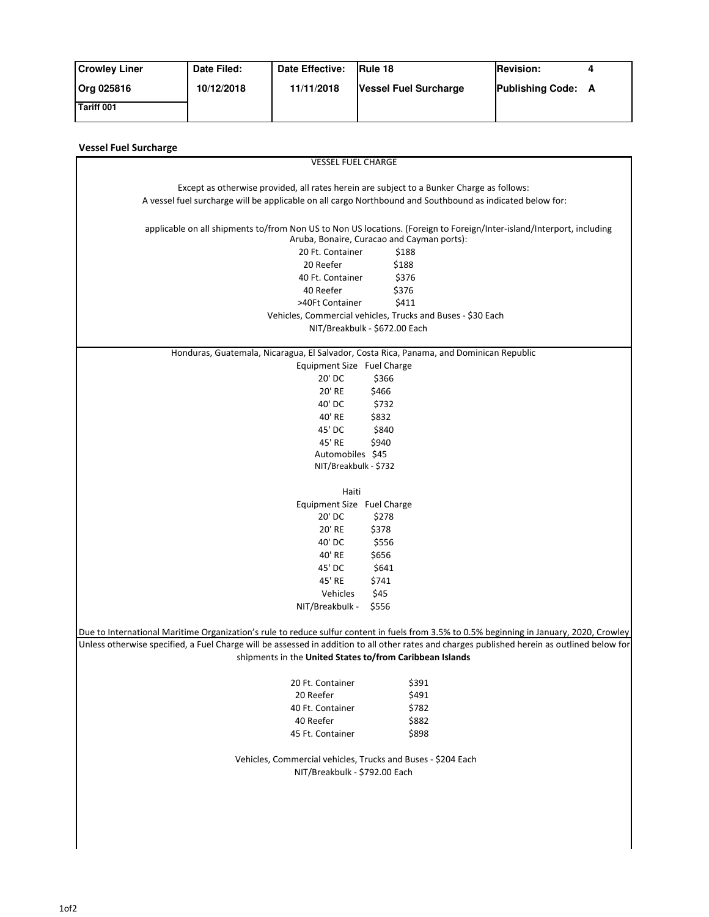| Crowley Liner | Date Filed: | Date Effective: | Rule 18 | Revision: 4 |
|---|---|---|---|---|
| Org 025816 | 10/12/2018 | 11/11/2018 | Vessel Fuel Surcharge | Publishing Code: A |
| Tariff 001 | | | | |

## Vessel Fuel Surcharge

VESSEL FUEL CHARGE

Except as otherwise provided, all rates herein are subject to a Bunker Charge as follows:
A vessel fuel surcharge will be applicable on all cargo Northbound and Southbound as indicated below for:

applicable on all shipments to/from Non US to Non US locations. (Foreign to Foreign/Inter-island/Interport, including Aruba, Bonaire, Curacao and Cayman ports):

| Equipment | Charge |
|---|---|
| 20 Ft. Container | $188 |
| 20 Reefer | $188 |
| 40 Ft. Container | $376 |
| 40 Reefer | $376 |
| >40Ft Container | $411 |

Vehicles, Commercial vehicles, Trucks and Buses - $30 Each
NIT/Breakbulk - $672.00 Each

Honduras, Guatemala, Nicaragua, El Salvador, Costa Rica, Panama, and Dominican Republic

| Equipment Size | Fuel Charge |
|---|---|
| 20' DC | $366 |
| 20' RE | $466 |
| 40' DC | $732 |
| 40' RE | $832 |
| 45' DC | $840 |
| 45' RE | $940 |
| Automobiles | $45 |
| NIT/Breakbulk | $732 |

Haiti

| Equipment Size | Fuel Charge |
|---|---|
| 20' DC | $278 |
| 20' RE | $378 |
| 40' DC | $556 |
| 40' RE | $656 |
| 45' DC | $641 |
| 45' RE | $741 |
| Vehicles | $45 |
| NIT/Breakbulk - | $556 |

Due to International Maritime Organization's rule to reduce sulfur content in fuels from 3.5% to 0.5% beginning in January, 2020, Crowley
Unless otherwise specified, a Fuel Charge will be assessed in addition to all other rates and charges published herein as outlined below for shipments in the **United States to/from Caribbean Islands**

| Equipment | Charge |
|---|---|
| 20 Ft. Container | $391 |
| 20 Reefer | $491 |
| 40 Ft. Container | $782 |
| 40 Reefer | $882 |
| 45 Ft. Container | $898 |

Vehicles, Commercial vehicles, Trucks and Buses - $204 Each
NIT/Breakbulk - $792.00 Each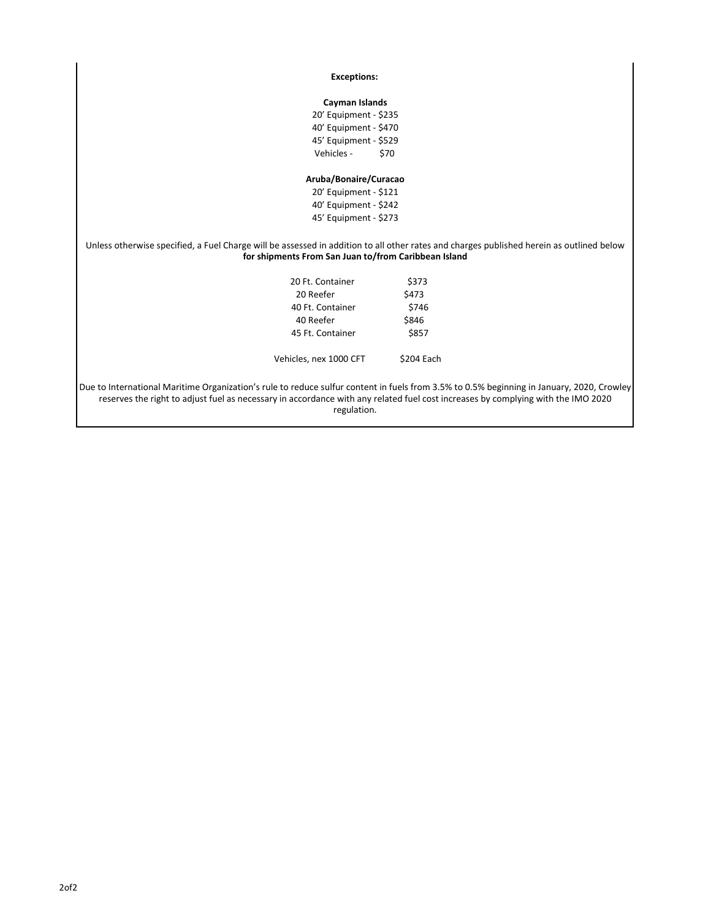**Exceptions:**

**Cayman Islands**

20' Equipment - $235

40' Equipment - $470

45' Equipment - $529

Vehicles - $70

**Aruba/Bonaire/Curacao**

20' Equipment - $121

40' Equipment - $242

45' Equipment - $273

Unless otherwise specified, a Fuel Charge will be assessed in addition to all other rates and charges published herein as outlined below **for shipments From San Juan to/from Caribbean Island**

| | |
|---|---|
| 20 Ft. Container | $373 |
| 20 Reefer | $473 |
| 40 Ft. Container | $746 |
| 40 Reefer | $846 |
| 45 Ft. Container | $857 |
| | |
| Vehicles, nex 1000 CFT | $204 Each |

Due to International Maritime Organization's rule to reduce sulfur content in fuels from 3.5% to 0.5% beginning in January, 2020, Crowley reserves the right to adjust fuel as necessary in accordance with any related fuel cost increases by complying with the IMO 2020 regulation.